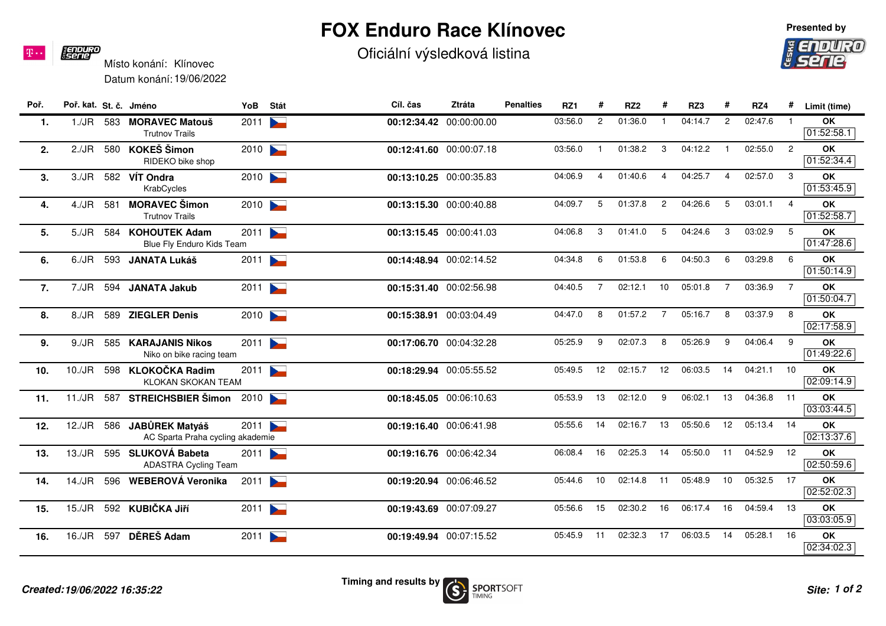# FOX Enduro Race Klínovec

Oficiální výsledková listina

Presented by

Místo konání: Klínovec

Datum konání: 19/06/2022

| Poř. | Poř. kat. | St. č. | Jméno | YoB | Stát | Cíl. čas | Ztráta | Penalties | RZ1 | # | RZ2 | # | RZ3 | # | RZ4 | # | Limit (time) |
|---|---|---|---|---|---|---|---|---|---|---|---|---|---|---|---|---|---|
| 1. | 1./JR | 583 | **MORAVEC Matouš** Trutnov Trails | 2011 | | **00:12:34.42** | 00:00:00.00 | | 03:56.0 | 2 | 01:36.0 | 1 | 04:14.7 | 2 | 02:47.6 | 1 | **OK** 01:52:58.1 |
| 2. | 2./JR | 580 | **KOKEŠ Šimon** RIDEKO bike shop | 2010 | | **00:12:41.60** | 00:00:07.18 | | 03:56.0 | 1 | 01:38.2 | 3 | 04:12.2 | 1 | 02:55.0 | 2 | **OK** 01:52:34.4 |
| 3. | 3./JR | 582 | **VÍT Ondra** KrabCycles | 2010 | | **00:13:10.25** | 00:00:35.83 | | 04:06.9 | 4 | 01:40.6 | 4 | 04:25.7 | 4 | 02:57.0 | 3 | **OK** 01:53:45.9 |
| 4. | 4./JR | 581 | **MORAVEC Šimon** Trutnov Trails | 2010 | | **00:13:15.30** | 00:00:40.88 | | 04:09.7 | 5 | 01:37.8 | 2 | 04:26.6 | 5 | 03:01.1 | 4 | **OK** 01:52:58.7 |
| 5. | 5./JR | 584 | **KOHOUTEK Adam** Blue Fly Enduro Kids Team | 2011 | | **00:13:15.45** | 00:00:41.03 | | 04:06.8 | 3 | 01:41.0 | 5 | 04:24.6 | 3 | 03:02.9 | 5 | **OK** 01:47:28.6 |
| 6. | 6./JR | 593 | **JANATA Lukáš** | 2011 | | **00:14:48.94** | 00:02:14.52 | | 04:34.8 | 6 | 01:53.8 | 6 | 04:50.3 | 6 | 03:29.8 | 6 | **OK** 01:50:14.9 |
| 7. | 7./JR | 594 | **JANATA Jakub** | 2011 | | **00:15:31.40** | 00:02:56.98 | | 04:40.5 | 7 | 02:12.1 | 10 | 05:01.8 | 7 | 03:36.9 | 7 | **OK** 01:50:04.7 |
| 8. | 8./JR | 589 | **ZIEGLER Denis** | 2010 | | **00:15:38.91** | 00:03:04.49 | | 04:47.0 | 8 | 01:57.2 | 7 | 05:16.7 | 8 | 03:37.9 | 8 | **OK** 02:17:58.9 |
| 9. | 9./JR | 585 | **KARAJANIS Nikos** Niko on bike racing team | 2011 | | **00:17:06.70** | 00:04:32.28 | | 05:25.9 | 9 | 02:07.3 | 8 | 05:26.9 | 9 | 04:06.4 | 9 | **OK** 01:49:22.6 |
| 10. | 10./JR | 598 | **KLOKOČKA Radim** KLOKAN SKOKAN TEAM | 2011 | | **00:18:29.94** | 00:05:55.52 | | 05:49.5 | 12 | 02:15.7 | 12 | 06:03.5 | 14 | 04:21.1 | 10 | **OK** 02:09:14.9 |
| 11. | 11./JR | 587 | **STREICHSBIER Šimon** | 2010 | | **00:18:45.05** | 00:06:10.63 | | 05:53.9 | 13 | 02:12.0 | 9 | 06:02.1 | 13 | 04:36.8 | 11 | **OK** 03:03:44.5 |
| 12. | 12./JR | 586 | **JABŮREK Matyáš** AC Sparta Praha cycling akademie | 2011 | | **00:19:16.40** | 00:06:41.98 | | 05:55.6 | 14 | 02:16.7 | 13 | 05:50.6 | 12 | 05:13.4 | 14 | **OK** 02:13:37.6 |
| 13. | 13./JR | 595 | **SLUKOVÁ Babeta** ADASTRA Cycling Team | 2011 | | **00:19:16.76** | 00:06:42.34 | | 06:08.4 | 16 | 02:25.3 | 14 | 05:50.0 | 11 | 04:52.9 | 12 | **OK** 02:50:59.6 |
| 14. | 14./JR | 596 | **WEBEROVÁ Veronika** | 2011 | | **00:19:20.94** | 00:06:46.52 | | 05:44.6 | 10 | 02:14.8 | 11 | 05:48.9 | 10 | 05:32.5 | 17 | **OK** 02:52:02.3 |
| 15. | 15./JR | 592 | **KUBIČKA Jiří** | 2011 | | **00:19:43.69** | 00:07:09.27 | | 05:56.6 | 15 | 02:30.2 | 16 | 06:17.4 | 16 | 04:59.4 | 13 | **OK** 03:03:05.9 |
| 16. | 16./JR | 597 | **DĚREŠ Adam** | 2011 | | **00:19:49.94** | 00:07:15.52 | | 05:45.9 | 11 | 02:32.3 | 17 | 06:03.5 | 14 | 05:28.1 | 16 | **OK** 02:34:02.3 |

*Created: 19/06/2022 16:35:22*

Timing and results by SPORTSOFT TIMING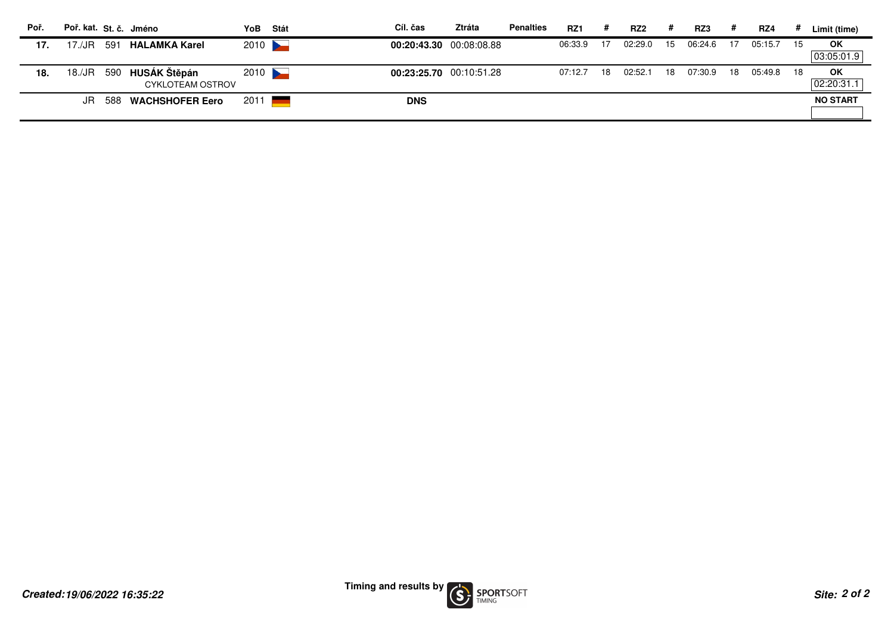| Poř. | Poř. kat. | St. č. | Jméno | YoB | Stát | Cíl. čas | Ztráta | Penalties | RZ1 | # | RZ2 | # | RZ3 | # | RZ4 | # | Limit (time) |
|---|---|---|---|---|---|---|---|---|---|---|---|---|---|---|---|---|---|
| **17.** | 17./JR | 591 | **HALAMKA Karel** | 2010 | | **00:20:43.30** | 00:08:08.88 | | 06:33.9 | 17 | 02:29.0 | 15 | 06:24.6 | 17 | 05:15.7 | 15 | **OK** 03:05:01.9 |
| **18.** | 18./JR | 590 | **HUSÁK Štěpán** CYKLOTEAM OSTROV | 2010 | | **00:23:25.70** | 00:10:51.28 | | 07:12.7 | 18 | 02:52.1 | 18 | 07:30.9 | 18 | 05:49.8 | 18 | **OK** 02:20:31.1 |
| | JR | 588 | **WACHSHOFER Eero** | 2011 | | **DNS** | | | | | | | | | | | **NO START** |

*Created:19/06/2022 16:35:22*

**Timing and results by** SPORTSOFT TIMING